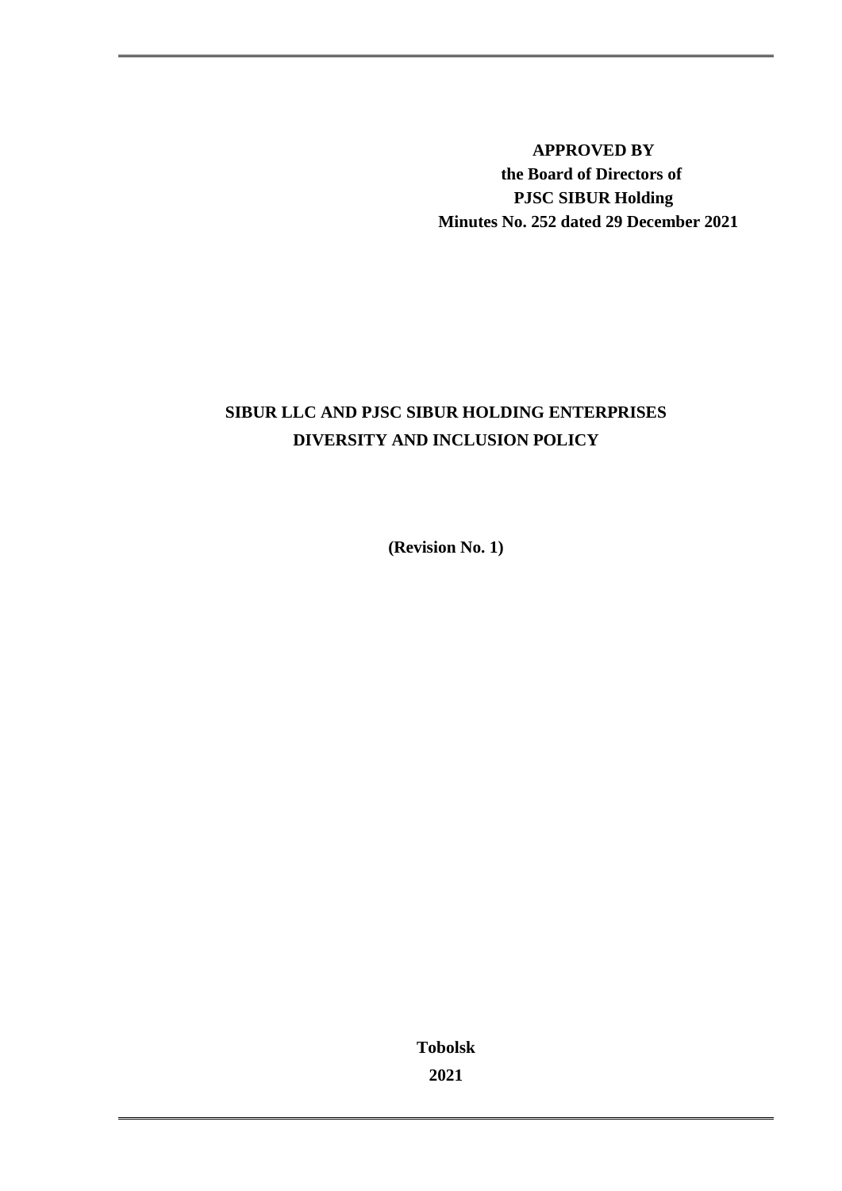**APPROVED BY**
**the Board of Directors of**
**PJSC SIBUR Holding**
**Minutes No. 252 dated 29 December 2021**

# SIBUR LLC AND PJSC SIBUR HOLDING ENTERPRISES DIVERSITY AND INCLUSION POLICY

**(Revision No. 1)**

**Tobolsk**
**2021**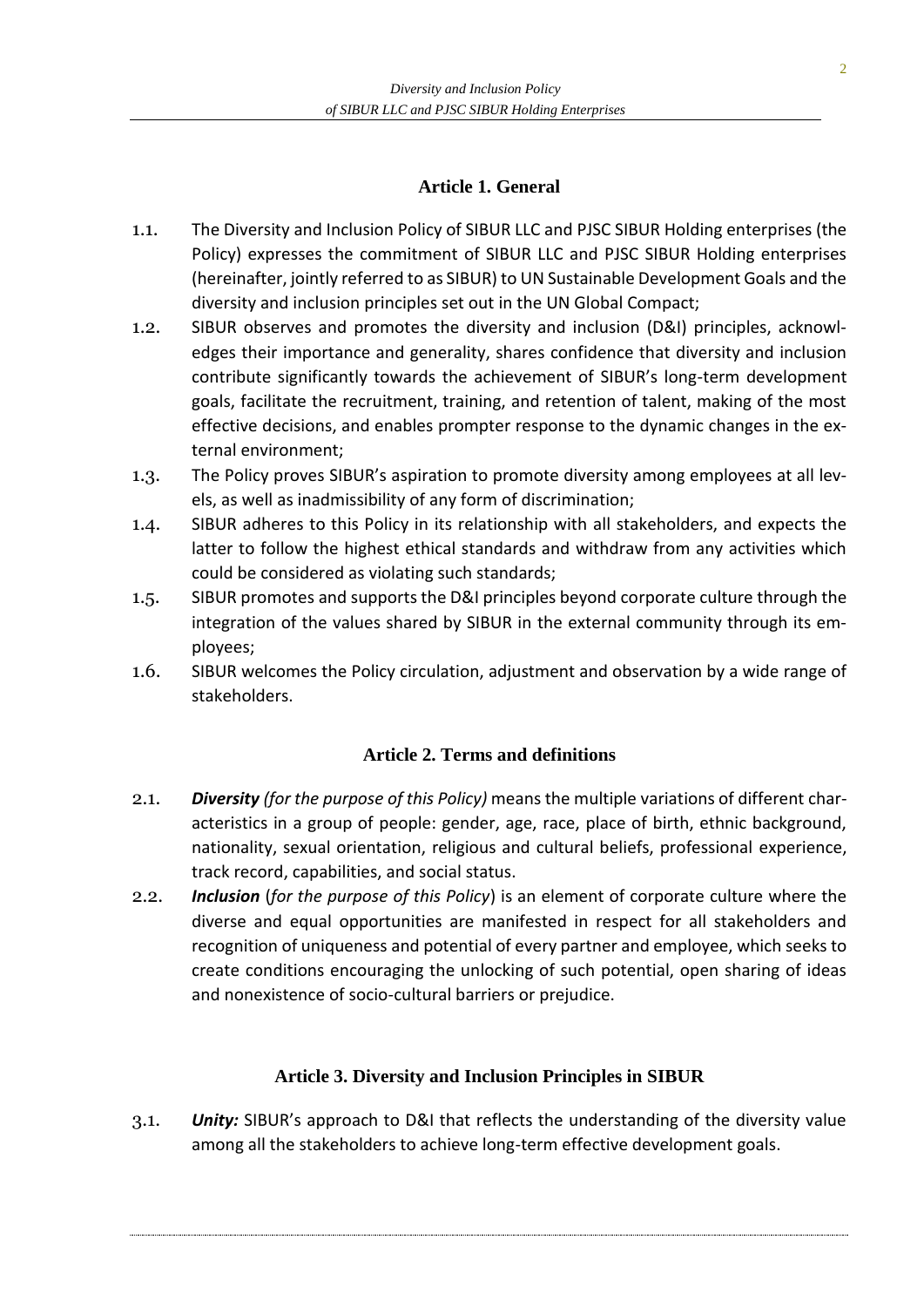## Article 1. General

1.1. The Diversity and Inclusion Policy of SIBUR LLC and PJSC SIBUR Holding enterprises (the Policy) expresses the commitment of SIBUR LLC and PJSC SIBUR Holding enterprises (hereinafter, jointly referred to as SIBUR) to UN Sustainable Development Goals and the diversity and inclusion principles set out in the UN Global Compact;

1.2. SIBUR observes and promotes the diversity and inclusion (D&I) principles, acknowledges their importance and generality, shares confidence that diversity and inclusion contribute significantly towards the achievement of SIBUR's long-term development goals, facilitate the recruitment, training, and retention of talent, making of the most effective decisions, and enables prompter response to the dynamic changes in the external environment;

1.3. The Policy proves SIBUR's aspiration to promote diversity among employees at all levels, as well as inadmissibility of any form of discrimination;

1.4. SIBUR adheres to this Policy in its relationship with all stakeholders, and expects the latter to follow the highest ethical standards and withdraw from any activities which could be considered as violating such standards;

1.5. SIBUR promotes and supports the D&I principles beyond corporate culture through the integration of the values shared by SIBUR in the external community through its employees;

1.6. SIBUR welcomes the Policy circulation, adjustment and observation by a wide range of stakeholders.

## Article 2. Terms and definitions

2.1. ***Diversity*** *(for the purpose of this Policy)* means the multiple variations of different characteristics in a group of people: gender, age, race, place of birth, ethnic background, nationality, sexual orientation, religious and cultural beliefs, professional experience, track record, capabilities, and social status.

2.2. ***Inclusion*** (*for the purpose of this Policy*) is an element of corporate culture where the diverse and equal opportunities are manifested in respect for all stakeholders and recognition of uniqueness and potential of every partner and employee, which seeks to create conditions encouraging the unlocking of such potential, open sharing of ideas and nonexistence of socio-cultural barriers or prejudice.

## Article 3. Diversity and Inclusion Principles in SIBUR

3.1. ***Unity:*** SIBUR's approach to D&I that reflects the understanding of the diversity value among all the stakeholders to achieve long-term effective development goals.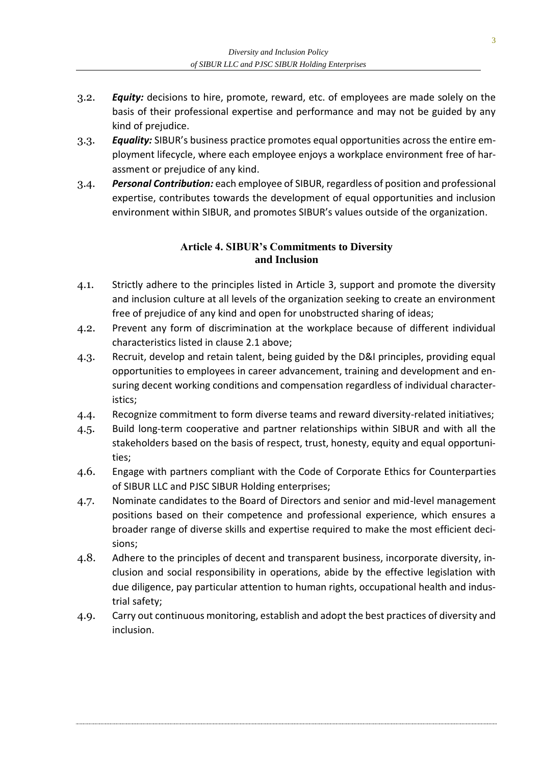3.2. ***Equity:*** decisions to hire, promote, reward, etc. of employees are made solely on the basis of their professional expertise and performance and may not be guided by any kind of prejudice.

3.3. ***Equality:*** SIBUR's business practice promotes equal opportunities across the entire employment lifecycle, where each employee enjoys a workplace environment free of harassment or prejudice of any kind.

3.4. ***Personal Contribution:*** each employee of SIBUR, regardless of position and professional expertise, contributes towards the development of equal opportunities and inclusion environment within SIBUR, and promotes SIBUR's values outside of the organization.

## Article 4. SIBUR's Commitments to Diversity and Inclusion

4.1. Strictly adhere to the principles listed in Article 3, support and promote the diversity and inclusion culture at all levels of the organization seeking to create an environment free of prejudice of any kind and open for unobstructed sharing of ideas;

4.2. Prevent any form of discrimination at the workplace because of different individual characteristics listed in clause 2.1 above;

4.3. Recruit, develop and retain talent, being guided by the D&I principles, providing equal opportunities to employees in career advancement, training and development and ensuring decent working conditions and compensation regardless of individual characteristics;

4.4. Recognize commitment to form diverse teams and reward diversity-related initiatives;

4.5. Build long-term cooperative and partner relationships within SIBUR and with all the stakeholders based on the basis of respect, trust, honesty, equity and equal opportunities;

4.6. Engage with partners compliant with the Code of Corporate Ethics for Counterparties of SIBUR LLC and PJSC SIBUR Holding enterprises;

4.7. Nominate candidates to the Board of Directors and senior and mid-level management positions based on their competence and professional experience, which ensures a broader range of diverse skills and expertise required to make the most efficient decisions;

4.8. Adhere to the principles of decent and transparent business, incorporate diversity, inclusion and social responsibility in operations, abide by the effective legislation with due diligence, pay particular attention to human rights, occupational health and industrial safety;

4.9. Carry out continuous monitoring, establish and adopt the best practices of diversity and inclusion.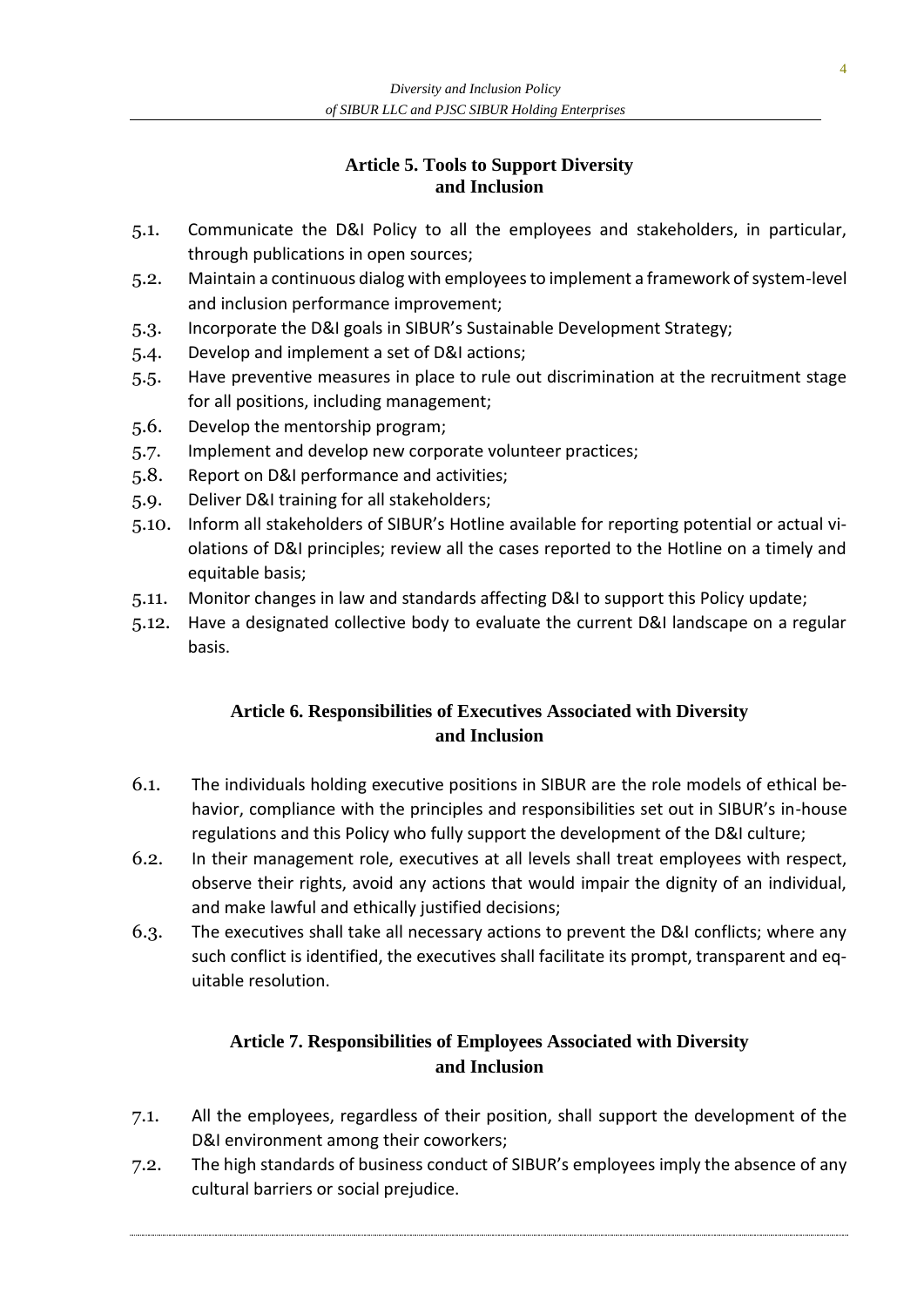## Article 5. Tools to Support Diversity and Inclusion

5.1. Communicate the D&I Policy to all the employees and stakeholders, in particular, through publications in open sources;

5.2. Maintain a continuous dialog with employees to implement a framework of system-level and inclusion performance improvement;

5.3. Incorporate the D&I goals in SIBUR's Sustainable Development Strategy;

5.4. Develop and implement a set of D&I actions;

5.5. Have preventive measures in place to rule out discrimination at the recruitment stage for all positions, including management;

5.6. Develop the mentorship program;

5.7. Implement and develop new corporate volunteer practices;

5.8. Report on D&I performance and activities;

5.9. Deliver D&I training for all stakeholders;

5.10. Inform all stakeholders of SIBUR's Hotline available for reporting potential or actual violations of D&I principles; review all the cases reported to the Hotline on a timely and equitable basis;

5.11. Monitor changes in law and standards affecting D&I to support this Policy update;

5.12. Have a designated collective body to evaluate the current D&I landscape on a regular basis.

## Article 6. Responsibilities of Executives Associated with Diversity and Inclusion

6.1. The individuals holding executive positions in SIBUR are the role models of ethical behavior, compliance with the principles and responsibilities set out in SIBUR's in-house regulations and this Policy who fully support the development of the D&I culture;

6.2. In their management role, executives at all levels shall treat employees with respect, observe their rights, avoid any actions that would impair the dignity of an individual, and make lawful and ethically justified decisions;

6.3. The executives shall take all necessary actions to prevent the D&I conflicts; where any such conflict is identified, the executives shall facilitate its prompt, transparent and equitable resolution.

## Article 7. Responsibilities of Employees Associated with Diversity and Inclusion

7.1. All the employees, regardless of their position, shall support the development of the D&I environment among their coworkers;

7.2. The high standards of business conduct of SIBUR's employees imply the absence of any cultural barriers or social prejudice.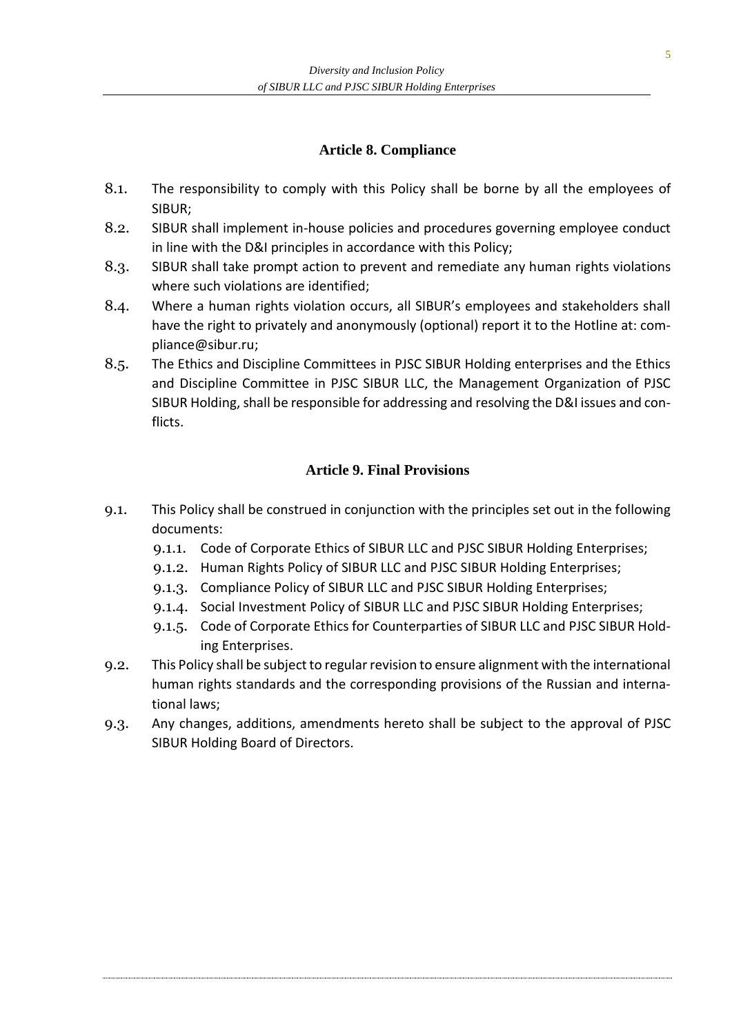## Article 8. Compliance

8.1. The responsibility to comply with this Policy shall be borne by all the employees of SIBUR;

8.2. SIBUR shall implement in-house policies and procedures governing employee conduct in line with the D&I principles in accordance with this Policy;

8.3. SIBUR shall take prompt action to prevent and remediate any human rights violations where such violations are identified;

8.4. Where a human rights violation occurs, all SIBUR's employees and stakeholders shall have the right to privately and anonymously (optional) report it to the Hotline at: compliance@sibur.ru;

8.5. The Ethics and Discipline Committees in PJSC SIBUR Holding enterprises and the Ethics and Discipline Committee in PJSC SIBUR LLC, the Management Organization of PJSC SIBUR Holding, shall be responsible for addressing and resolving the D&I issues and conflicts.

## Article 9. Final Provisions

9.1. This Policy shall be construed in conjunction with the principles set out in the following documents:

   9.1.1. Code of Corporate Ethics of SIBUR LLC and PJSC SIBUR Holding Enterprises;

   9.1.2. Human Rights Policy of SIBUR LLC and PJSC SIBUR Holding Enterprises;

   9.1.3. Compliance Policy of SIBUR LLC and PJSC SIBUR Holding Enterprises;

   9.1.4. Social Investment Policy of SIBUR LLC and PJSC SIBUR Holding Enterprises;

   9.1.5. Code of Corporate Ethics for Counterparties of SIBUR LLC and PJSC SIBUR Holding Enterprises.

9.2. This Policy shall be subject to regular revision to ensure alignment with the international human rights standards and the corresponding provisions of the Russian and international laws;

9.3. Any changes, additions, amendments hereto shall be subject to the approval of PJSC SIBUR Holding Board of Directors.